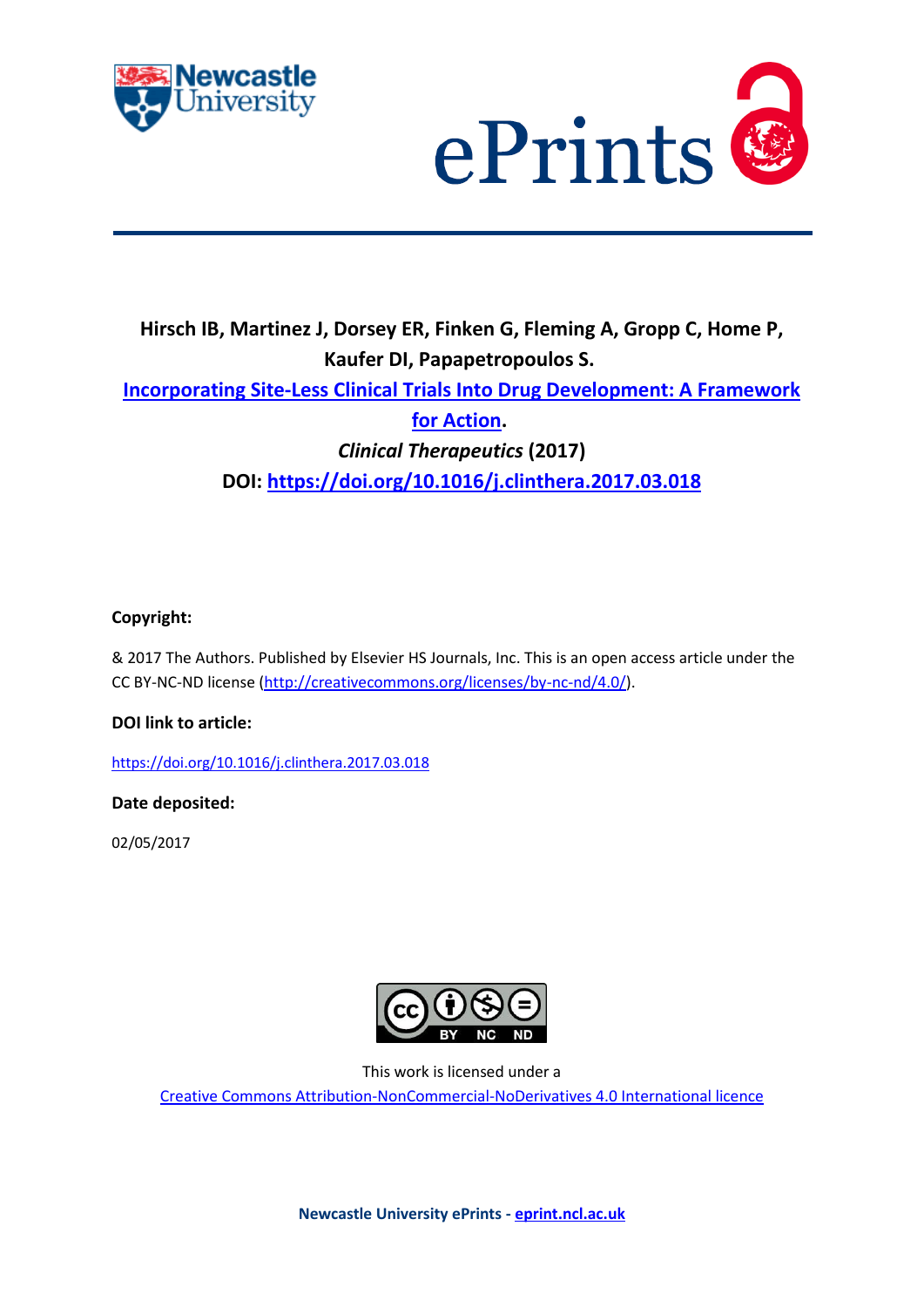**Hirsch IB, Martinez J, Dorsey ER, Finken G, Fleming A, Gropp C, Home P, Kaufer DI, Papapetropoulos S.**

**[Incorporating Site-Less Clinical Trials Into Drug Development: A Framework for Action](https://doi.org/10.1016/j.clinthera.2017.03.018).**

***Clinical Therapeutics* (2017)**

**DOI: [https://doi.org/10.1016/j.clinthera.2017.03.018](https://doi.org/10.1016/j.clinthera.2017.03.018)**

**Copyright:**

& 2017 The Authors. Published by Elsevier HS Journals, Inc. This is an open access article under the CC BY-NC-ND license (http://creativecommons.org/licenses/by-nc-nd/4.0/).

**DOI link to article:**

https://doi.org/10.1016/j.clinthera.2017.03.018

**Date deposited:**

02/05/2017

This work is licensed under a

Creative Commons Attribution-NonCommercial-NoDerivatives 4.0 International licence

**Newcastle University ePrints - eprint.ncl.ac.uk**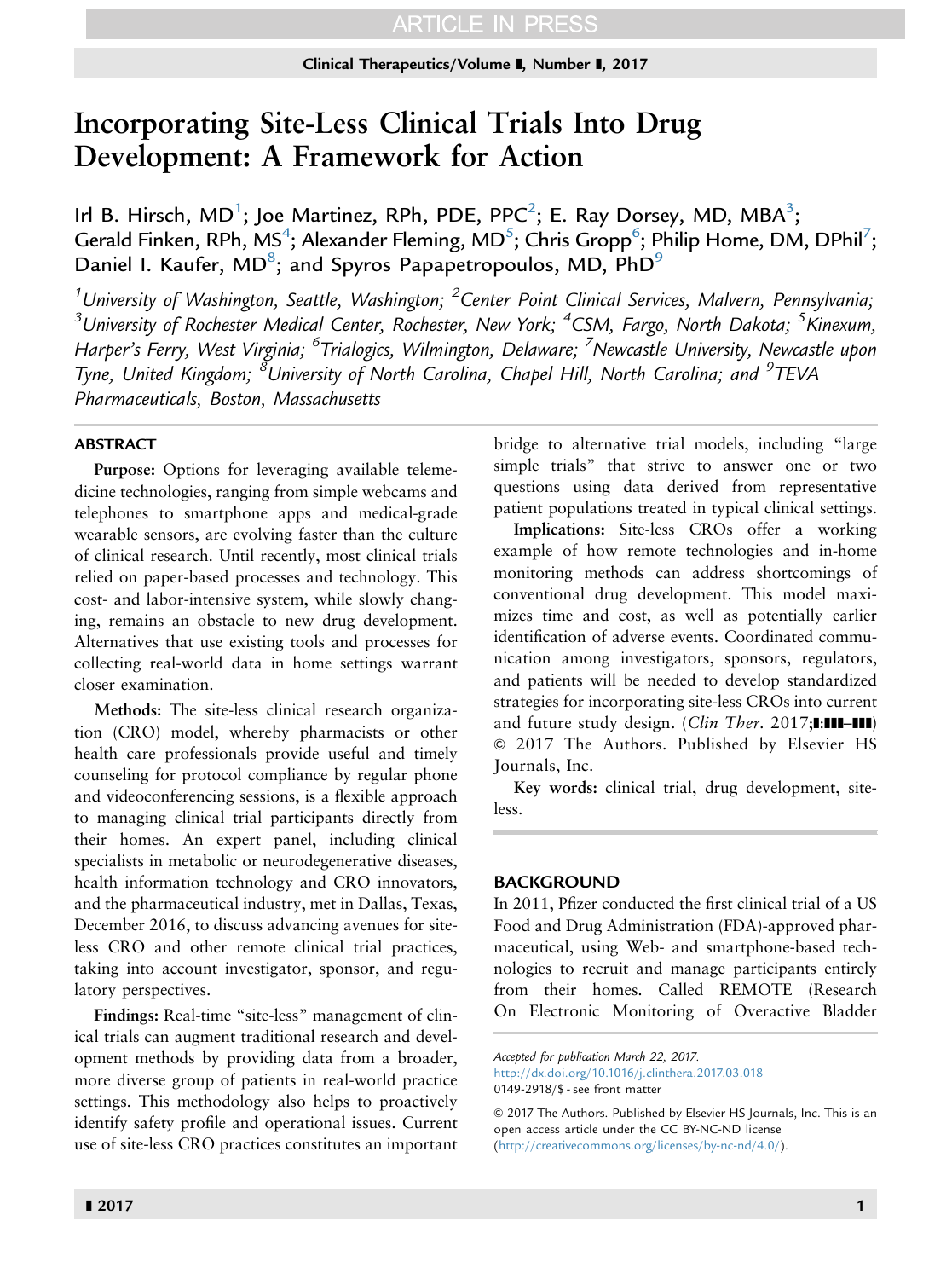# Incorporating Site-Less Clinical Trials Into Drug Development: A Framework for Action

Irl B. Hirsch, MD[1]; Joe Martinez, RPh, PDE, PPC[2]; E. Ray Dorsey, MD, MBA[3]; Gerald Finken, RPh, MS[4]; Alexander Fleming, MD[5]; Chris Gropp[6]; Philip Home, DM, DPhil[7]; Daniel I. Kaufer, MD[8]; and Spyros Papapetropoulos, MD, PhD[9]

[1]*University of Washington, Seattle, Washington;* [2]*Center Point Clinical Services, Malvern, Pennsylvania;* [3]*University of Rochester Medical Center, Rochester, New York;* [4]*CSM, Fargo, North Dakota;* [5]*Kinexum, Harper's Ferry, West Virginia;* [6]*Trialogics, Wilmington, Delaware;* [7]*Newcastle University, Newcastle upon Tyne, United Kingdom;* [8]*University of North Carolina, Chapel Hill, North Carolina; and* [9]*TEVA Pharmaceuticals, Boston, Massachusetts*

## ABSTRACT

**Purpose:** Options for leveraging available telemedicine technologies, ranging from simple webcams and telephones to smartphone apps and medical-grade wearable sensors, are evolving faster than the culture of clinical research. Until recently, most clinical trials relied on paper-based processes and technology. This cost- and labor-intensive system, while slowly changing, remains an obstacle to new drug development. Alternatives that use existing tools and processes for collecting real-world data in home settings warrant closer examination.

**Methods:** The site-less clinical research organization (CRO) model, whereby pharmacists or other health care professionals provide useful and timely counseling for protocol compliance by regular phone and videoconferencing sessions, is a flexible approach to managing clinical trial participants directly from their homes. An expert panel, including clinical specialists in metabolic or neurodegenerative diseases, health information technology and CRO innovators, and the pharmaceutical industry, met in Dallas, Texas, December 2016, to discuss advancing avenues for site-less CRO and other remote clinical trial practices, taking into account investigator, sponsor, and regulatory perspectives.

**Findings:** Real-time "site-less" management of clinical trials can augment traditional research and development methods by providing data from a broader, more diverse group of patients in real-world practice settings. This methodology also helps to proactively identify safety profile and operational issues. Current use of site-less CRO practices constitutes an important bridge to alternative trial models, including "large simple trials" that strive to answer one or two questions using data derived from representative patient populations treated in typical clinical settings.

**Implications:** Site-less CROs offer a working example of how remote technologies and in-home monitoring methods can address shortcomings of conventional drug development. This model maximizes time and cost, as well as potentially earlier identification of adverse events. Coordinated communication among investigators, sponsors, regulators, and patients will be needed to develop standardized strategies for incorporating site-less CROs into current and future study design. (*Clin Ther*. 2017;▮:▮▮▮–▮▮▮) © 2017 The Authors. Published by Elsevier HS Journals, Inc.

**Key words:** clinical trial, drug development, site-less.

## BACKGROUND

In 2011, Pfizer conducted the first clinical trial of a US Food and Drug Administration (FDA)-approved pharmaceutical, using Web- and smartphone-based technologies to recruit and manage participants entirely from their homes. Called REMOTE (Research On Electronic Monitoring of Overactive Bladder

*Accepted for publication March 22, 2017.*
http://dx.doi.org/10.1016/j.clinthera.2017.03.018
0149-2918/$ - see front matter

© 2017 The Authors. Published by Elsevier HS Journals, Inc. This is an open access article under the CC BY-NC-ND license (http://creativecommons.org/licenses/by-nc-nd/4.0/).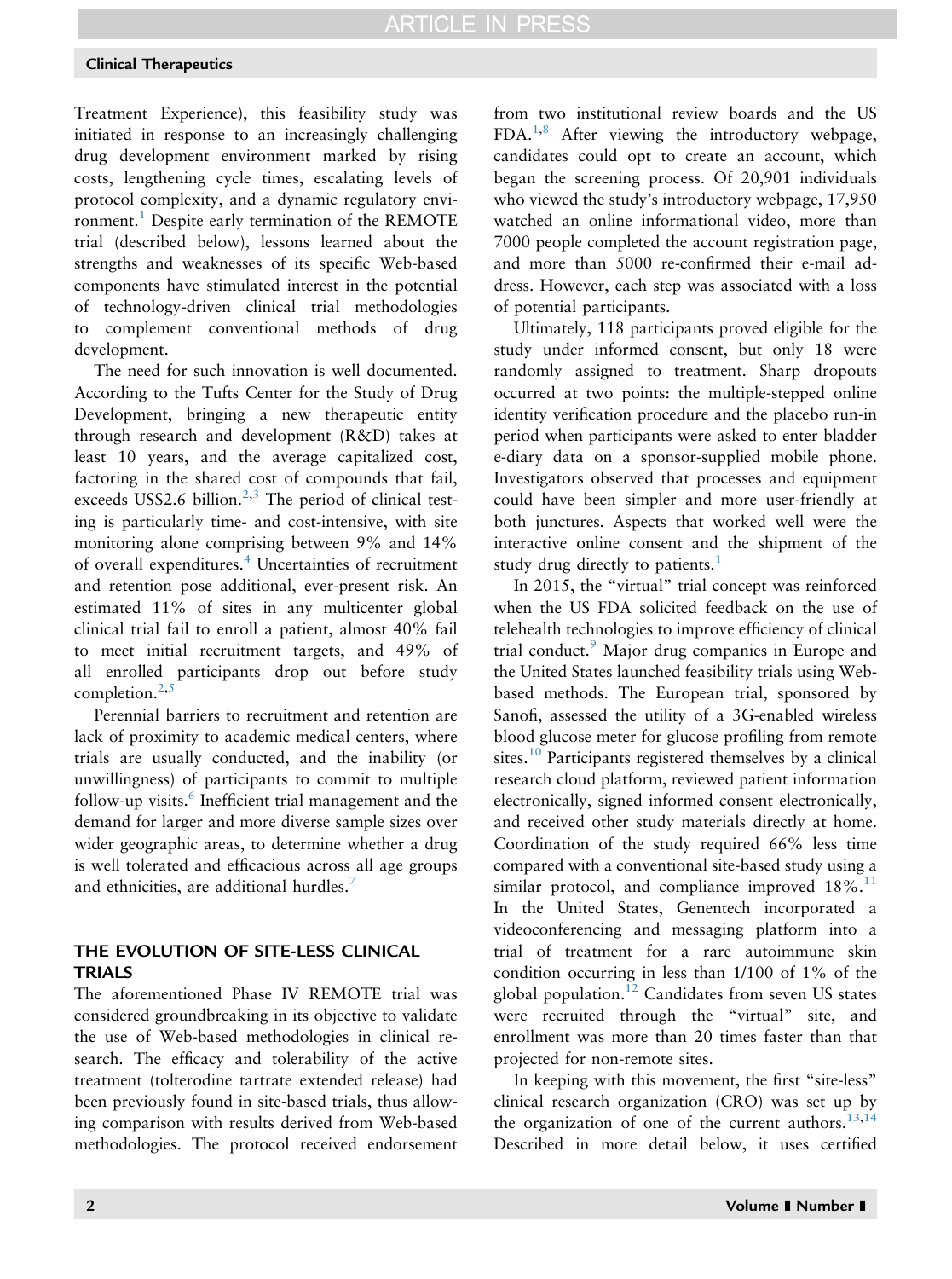Treatment Experience), this feasibility study was initiated in response to an increasingly challenging drug development environment marked by rising costs, lengthening cycle times, escalating levels of protocol complexity, and a dynamic regulatory environment.[1] Despite early termination of the REMOTE trial (described below), lessons learned about the strengths and weaknesses of its specific Web-based components have stimulated interest in the potential of technology-driven clinical trial methodologies to complement conventional methods of drug development.

The need for such innovation is well documented. According to the Tufts Center for the Study of Drug Development, bringing a new therapeutic entity through research and development (R&D) takes at least 10 years, and the average capitalized cost, factoring in the shared cost of compounds that fail, exceeds US$2.6 billion.[2,3] The period of clinical testing is particularly time- and cost-intensive, with site monitoring alone comprising between 9% and 14% of overall expenditures.[4] Uncertainties of recruitment and retention pose additional, ever-present risk. An estimated 11% of sites in any multicenter global clinical trial fail to enroll a patient, almost 40% fail to meet initial recruitment targets, and 49% of all enrolled participants drop out before study completion.[2,5]

Perennial barriers to recruitment and retention are lack of proximity to academic medical centers, where trials are usually conducted, and the inability (or unwillingness) of participants to commit to multiple follow-up visits.[6] Inefficient trial management and the demand for larger and more diverse sample sizes over wider geographic areas, to determine whether a drug is well tolerated and efficacious across all age groups and ethnicities, are additional hurdles.[7]

## THE EVOLUTION OF SITE-LESS CLINICAL TRIALS

The aforementioned Phase IV REMOTE trial was considered groundbreaking in its objective to validate the use of Web-based methodologies in clinical research. The efficacy and tolerability of the active treatment (tolterodine tartrate extended release) had been previously found in site-based trials, thus allowing comparison with results derived from Web-based methodologies. The protocol received endorsement from two institutional review boards and the US FDA.[1,8] After viewing the introductory webpage, candidates could opt to create an account, which began the screening process. Of 20,901 individuals who viewed the study's introductory webpage, 17,950 watched an online informational video, more than 7000 people completed the account registration page, and more than 5000 re-confirmed their e-mail address. However, each step was associated with a loss of potential participants.

Ultimately, 118 participants proved eligible for the study under informed consent, but only 18 were randomly assigned to treatment. Sharp dropouts occurred at two points: the multiple-stepped online identity verification procedure and the placebo run-in period when participants were asked to enter bladder e-diary data on a sponsor-supplied mobile phone. Investigators observed that processes and equipment could have been simpler and more user-friendly at both junctures. Aspects that worked well were the interactive online consent and the shipment of the study drug directly to patients.[1]

In 2015, the "virtual" trial concept was reinforced when the US FDA solicited feedback on the use of telehealth technologies to improve efficiency of clinical trial conduct.[9] Major drug companies in Europe and the United States launched feasibility trials using Web-based methods. The European trial, sponsored by Sanofi, assessed the utility of a 3G-enabled wireless blood glucose meter for glucose profiling from remote sites.[10] Participants registered themselves by a clinical research cloud platform, reviewed patient information electronically, signed informed consent electronically, and received other study materials directly at home. Coordination of the study required 66% less time compared with a conventional site-based study using a similar protocol, and compliance improved 18%.[11] In the United States, Genentech incorporated a videoconferencing and messaging platform into a trial of treatment for a rare autoimmune skin condition occurring in less than 1/100 of 1% of the global population.[12] Candidates from seven US states were recruited through the "virtual" site, and enrollment was more than 20 times faster than that projected for non-remote sites.

In keeping with this movement, the first "site-less" clinical research organization (CRO) was set up by the organization of one of the current authors.[13,14] Described in more detail below, it uses certified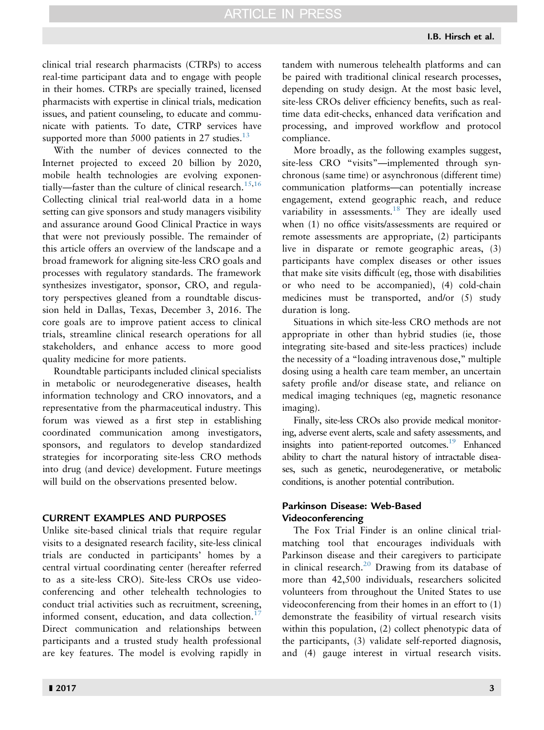clinical trial research pharmacists (CTRPs) to access real-time participant data and to engage with people in their homes. CTRPs are specially trained, licensed pharmacists with expertise in clinical trials, medication issues, and patient counseling, to educate and communicate with patients. To date, CTRP services have supported more than 5000 patients in 27 studies.[13]

With the number of devices connected to the Internet projected to exceed 20 billion by 2020, mobile health technologies are evolving exponentially—faster than the culture of clinical research.[15,16] Collecting clinical trial real-world data in a home setting can give sponsors and study managers visibility and assurance around Good Clinical Practice in ways that were not previously possible. The remainder of this article offers an overview of the landscape and a broad framework for aligning site-less CRO goals and processes with regulatory standards. The framework synthesizes investigator, sponsor, CRO, and regulatory perspectives gleaned from a roundtable discussion held in Dallas, Texas, December 3, 2016. The core goals are to improve patient access to clinical trials, streamline clinical research operations for all stakeholders, and enhance access to more good quality medicine for more patients.

Roundtable participants included clinical specialists in metabolic or neurodegenerative diseases, health information technology and CRO innovators, and a representative from the pharmaceutical industry. This forum was viewed as a first step in establishing coordinated communication among investigators, sponsors, and regulators to develop standardized strategies for incorporating site-less CRO methods into drug (and device) development. Future meetings will build on the observations presented below.

## CURRENT EXAMPLES AND PURPOSES

Unlike site-based clinical trials that require regular visits to a designated research facility, site-less clinical trials are conducted in participants' homes by a central virtual coordinating center (hereafter referred to as a site-less CRO). Site-less CROs use videoconferencing and other telehealth technologies to conduct trial activities such as recruitment, screening, informed consent, education, and data collection.[17] Direct communication and relationships between participants and a trusted study health professional are key features. The model is evolving rapidly in tandem with numerous telehealth platforms and can be paired with traditional clinical research processes, depending on study design. At the most basic level, site-less CROs deliver efficiency benefits, such as real-time data edit-checks, enhanced data verification and processing, and improved workflow and protocol compliance.

More broadly, as the following examples suggest, site-less CRO "visits"—implemented through synchronous (same time) or asynchronous (different time) communication platforms—can potentially increase engagement, extend geographic reach, and reduce variability in assessments.[18] They are ideally used when (1) no office visits/assessments are required or remote assessments are appropriate, (2) participants live in disparate or remote geographic areas, (3) participants have complex diseases or other issues that make site visits difficult (eg, those with disabilities or who need to be accompanied), (4) cold-chain medicines must be transported, and/or (5) study duration is long.

Situations in which site-less CRO methods are not appropriate in other than hybrid studies (ie, those integrating site-based and site-less practices) include the necessity of a "loading intravenous dose," multiple dosing using a health care team member, an uncertain safety profile and/or disease state, and reliance on medical imaging techniques (eg, magnetic resonance imaging).

Finally, site-less CROs also provide medical monitoring, adverse event alerts, scale and safety assessments, and insights into patient-reported outcomes.[19] Enhanced ability to chart the natural history of intractable diseases, such as genetic, neurodegenerative, or metabolic conditions, is another potential contribution.

### Parkinson Disease: Web-Based Videoconferencing

The Fox Trial Finder is an online clinical trial-matching tool that encourages individuals with Parkinson disease and their caregivers to participate in clinical research.[20] Drawing from its database of more than 42,500 individuals, researchers solicited volunteers from throughout the United States to use videoconferencing from their homes in an effort to (1) demonstrate the feasibility of virtual research visits within this population, (2) collect phenotypic data of the participants, (3) validate self-reported diagnosis, and (4) gauge interest in virtual research visits.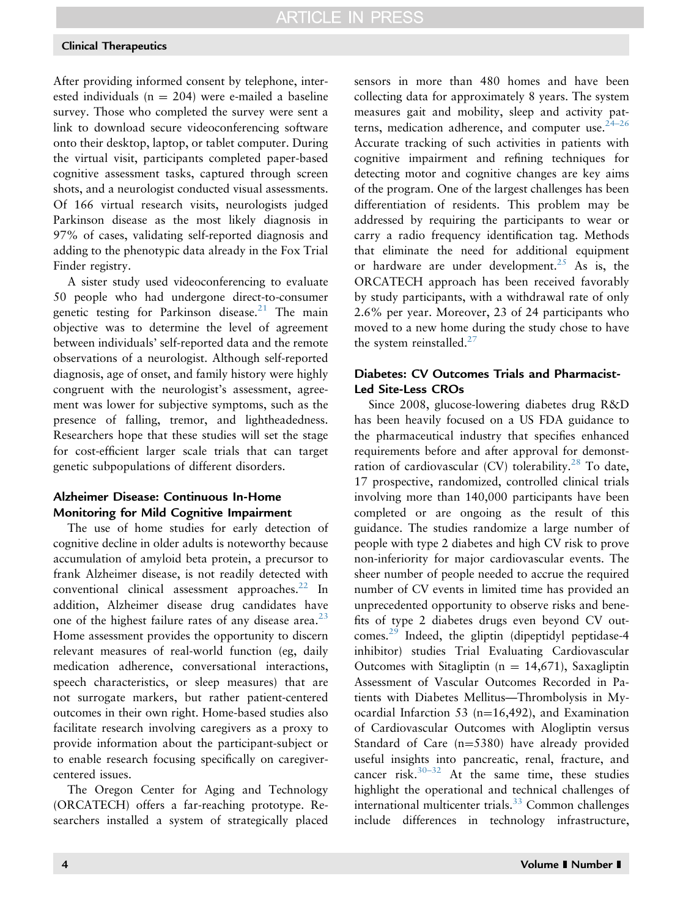After providing informed consent by telephone, interested individuals (n = 204) were e-mailed a baseline survey. Those who completed the survey were sent a link to download secure videoconferencing software onto their desktop, laptop, or tablet computer. During the virtual visit, participants completed paper-based cognitive assessment tasks, captured through screen shots, and a neurologist conducted visual assessments. Of 166 virtual research visits, neurologists judged Parkinson disease as the most likely diagnosis in 97% of cases, validating self-reported diagnosis and adding to the phenotypic data already in the Fox Trial Finder registry.

A sister study used videoconferencing to evaluate 50 people who had undergone direct-to-consumer genetic testing for Parkinson disease.[21] The main objective was to determine the level of agreement between individuals' self-reported data and the remote observations of a neurologist. Although self-reported diagnosis, age of onset, and family history were highly congruent with the neurologist's assessment, agreement was lower for subjective symptoms, such as the presence of falling, tremor, and lightheadedness. Researchers hope that these studies will set the stage for cost-efficient larger scale trials that can target genetic subpopulations of different disorders.

### Alzheimer Disease: Continuous In-Home Monitoring for Mild Cognitive Impairment

The use of home studies for early detection of cognitive decline in older adults is noteworthy because accumulation of amyloid beta protein, a precursor to frank Alzheimer disease, is not readily detected with conventional clinical assessment approaches.[22] In addition, Alzheimer disease drug candidates have one of the highest failure rates of any disease area.[23] Home assessment provides the opportunity to discern relevant measures of real-world function (eg, daily medication adherence, conversational interactions, speech characteristics, or sleep measures) that are not surrogate markers, but rather patient-centered outcomes in their own right. Home-based studies also facilitate research involving caregivers as a proxy to provide information about the participant-subject or to enable research focusing specifically on caregiver-centered issues.

The Oregon Center for Aging and Technology (ORCATECH) offers a far-reaching prototype. Researchers installed a system of strategically placed sensors in more than 480 homes and have been collecting data for approximately 8 years. The system measures gait and mobility, sleep and activity patterns, medication adherence, and computer use.[24–26] Accurate tracking of such activities in patients with cognitive impairment and refining techniques for detecting motor and cognitive changes are key aims of the program. One of the largest challenges has been differentiation of residents. This problem may be addressed by requiring the participants to wear or carry a radio frequency identification tag. Methods that eliminate the need for additional equipment or hardware are under development.[25] As is, the ORCATECH approach has been received favorably by study participants, with a withdrawal rate of only 2.6% per year. Moreover, 23 of 24 participants who moved to a new home during the study chose to have the system reinstalled.[27]

### Diabetes: CV Outcomes Trials and Pharmacist-Led Site-Less CROs

Since 2008, glucose-lowering diabetes drug R&D has been heavily focused on a US FDA guidance to the pharmaceutical industry that specifies enhanced requirements before and after approval for demonstration of cardiovascular (CV) tolerability.[28] To date, 17 prospective, randomized, controlled clinical trials involving more than 140,000 participants have been completed or are ongoing as the result of this guidance. The studies randomize a large number of people with type 2 diabetes and high CV risk to prove non-inferiority for major cardiovascular events. The sheer number of people needed to accrue the required number of CV events in limited time has provided an unprecedented opportunity to observe risks and benefits of type 2 diabetes drugs even beyond CV outcomes.[29] Indeed, the gliptin (dipeptidyl peptidase-4 inhibitor) studies Trial Evaluating Cardiovascular Outcomes with Sitagliptin (n = 14,671), Saxagliptin Assessment of Vascular Outcomes Recorded in Patients with Diabetes Mellitus—Thrombolysis in Myocardial Infarction 53 (n=16,492), and Examination of Cardiovascular Outcomes with Alogliptin versus Standard of Care (n=5380) have already provided useful insights into pancreatic, renal, fracture, and cancer risk.[30–32] At the same time, these studies highlight the operational and technical challenges of international multicenter trials.[33] Common challenges include differences in technology infrastructure,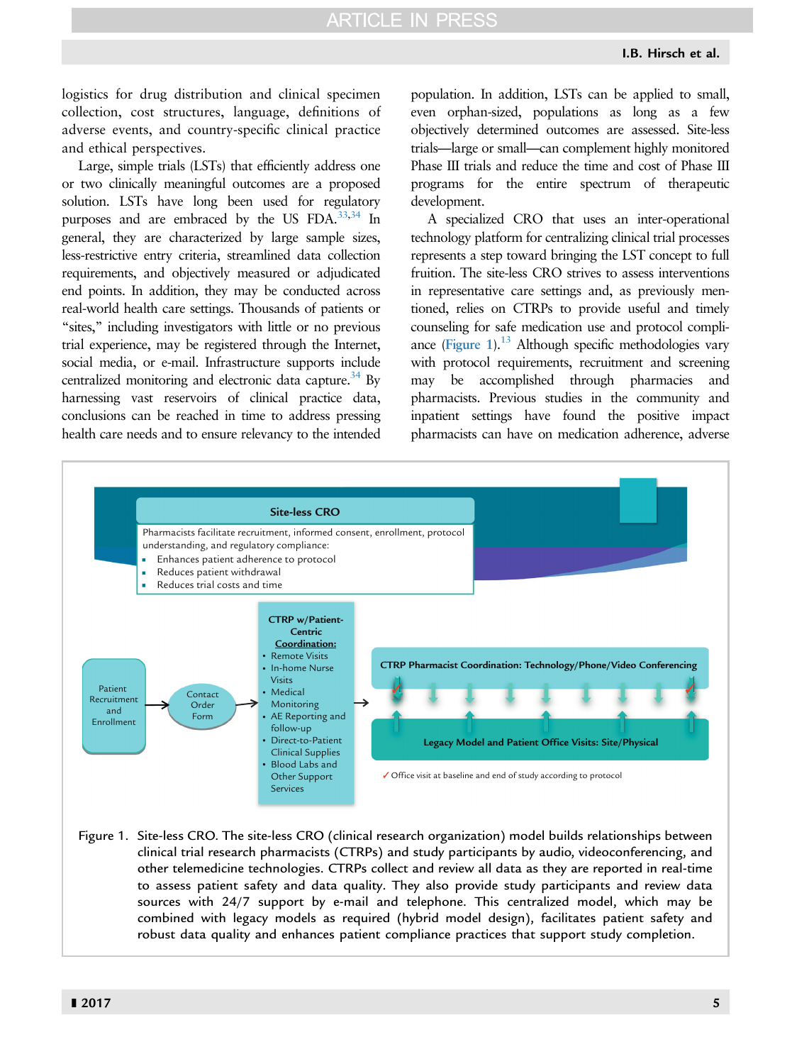logistics for drug distribution and clinical specimen collection, cost structures, language, definitions of adverse events, and country-specific clinical practice and ethical perspectives.

Large, simple trials (LSTs) that efficiently address one or two clinically meaningful outcomes are a proposed solution. LSTs have long been used for regulatory purposes and are embraced by the US FDA.[33,34] In general, they are characterized by large sample sizes, less-restrictive entry criteria, streamlined data collection requirements, and objectively measured or adjudicated end points. In addition, they may be conducted across real-world health care settings. Thousands of patients or "sites," including investigators with little or no previous trial experience, may be registered through the Internet, social media, or e-mail. Infrastructure supports include centralized monitoring and electronic data capture.[34] By harnessing vast reservoirs of clinical practice data, conclusions can be reached in time to address pressing health care needs and to ensure relevancy to the intended population. In addition, LSTs can be applied to small, even orphan-sized, populations as long as a few objectively determined outcomes are assessed. Site-less trials—large or small—can complement highly monitored Phase III trials and reduce the time and cost of Phase III programs for the entire spectrum of therapeutic development.

A specialized CRO that uses an inter-operational technology platform for centralizing clinical trial processes represents a step toward bringing the LST concept to full fruition. The site-less CRO strives to assess interventions in representative care settings and, as previously mentioned, relies on CTRPs to provide useful and timely counseling for safe medication use and protocol compliance (Figure 1).[13] Although specific methodologies vary with protocol requirements, recruitment and screening may be accomplished through pharmacies and pharmacists. Previous studies in the community and inpatient settings have found the positive impact pharmacists can have on medication adherence, adverse

Figure 1. Site-less CRO. The site-less CRO (clinical research organization) model builds relationships between clinical trial research pharmacists (CTRPs) and study participants by audio, videoconferencing, and other telemedicine technologies. CTRPs collect and review all data as they are reported in real-time to assess patient safety and data quality. They also provide study participants and review data sources with 24/7 support by e-mail and telephone. This centralized model, which may be combined with legacy models as required (hybrid model design), facilitates patient safety and robust data quality and enhances patient compliance practices that support study completion.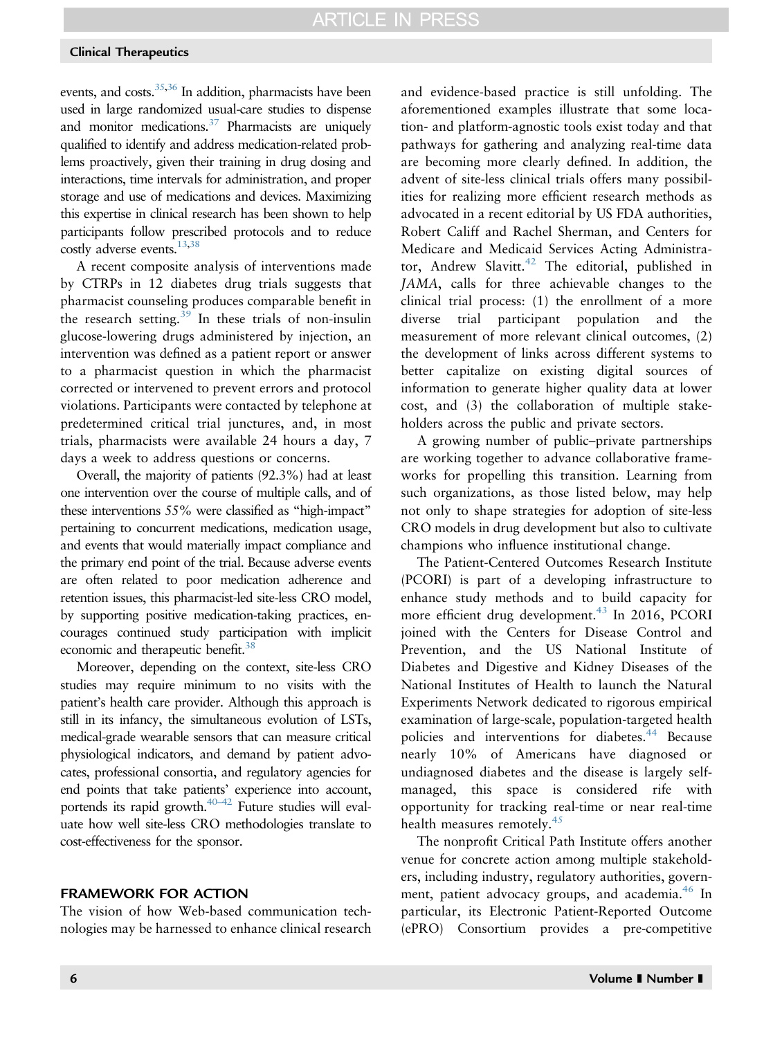events, and costs.[35,36] In addition, pharmacists have been used in large randomized usual-care studies to dispense and monitor medications.[37] Pharmacists are uniquely qualified to identify and address medication-related problems proactively, given their training in drug dosing and interactions, time intervals for administration, and proper storage and use of medications and devices. Maximizing this expertise in clinical research has been shown to help participants follow prescribed protocols and to reduce costly adverse events.[13,38]

A recent composite analysis of interventions made by CTRPs in 12 diabetes drug trials suggests that pharmacist counseling produces comparable benefit in the research setting.[39] In these trials of non-insulin glucose-lowering drugs administered by injection, an intervention was defined as a patient report or answer to a pharmacist question in which the pharmacist corrected or intervened to prevent errors and protocol violations. Participants were contacted by telephone at predetermined critical trial junctures, and, in most trials, pharmacists were available 24 hours a day, 7 days a week to address questions or concerns.

Overall, the majority of patients (92.3%) had at least one intervention over the course of multiple calls, and of these interventions 55% were classified as "high-impact" pertaining to concurrent medications, medication usage, and events that would materially impact compliance and the primary end point of the trial. Because adverse events are often related to poor medication adherence and retention issues, this pharmacist-led site-less CRO model, by supporting positive medication-taking practices, encourages continued study participation with implicit economic and therapeutic benefit.[38]

Moreover, depending on the context, site-less CRO studies may require minimum to no visits with the patient's health care provider. Although this approach is still in its infancy, the simultaneous evolution of LSTs, medical-grade wearable sensors that can measure critical physiological indicators, and demand by patient advocates, professional consortia, and regulatory agencies for end points that take patients' experience into account, portends its rapid growth.[40–42] Future studies will evaluate how well site-less CRO methodologies translate to cost-effectiveness for the sponsor.

## FRAMEWORK FOR ACTION

The vision of how Web-based communication technologies may be harnessed to enhance clinical research and evidence-based practice is still unfolding. The aforementioned examples illustrate that some location- and platform-agnostic tools exist today and that pathways for gathering and analyzing real-time data are becoming more clearly defined. In addition, the advent of site-less clinical trials offers many possibilities for realizing more efficient research methods as advocated in a recent editorial by US FDA authorities, Robert Califf and Rachel Sherman, and Centers for Medicare and Medicaid Services Acting Administrator, Andrew Slavitt.[42] The editorial, published in *JAMA*, calls for three achievable changes to the clinical trial process: (1) the enrollment of a more diverse trial participant population and the measurement of more relevant clinical outcomes, (2) the development of links across different systems to better capitalize on existing digital sources of information to generate higher quality data at lower cost, and (3) the collaboration of multiple stakeholders across the public and private sectors.

A growing number of public–private partnerships are working together to advance collaborative frameworks for propelling this transition. Learning from such organizations, as those listed below, may help not only to shape strategies for adoption of site-less CRO models in drug development but also to cultivate champions who influence institutional change.

The Patient-Centered Outcomes Research Institute (PCORI) is part of a developing infrastructure to enhance study methods and to build capacity for more efficient drug development.[43] In 2016, PCORI joined with the Centers for Disease Control and Prevention, and the US National Institute of Diabetes and Digestive and Kidney Diseases of the National Institutes of Health to launch the Natural Experiments Network dedicated to rigorous empirical examination of large-scale, population-targeted health policies and interventions for diabetes.[44] Because nearly 10% of Americans have diagnosed or undiagnosed diabetes and the disease is largely self-managed, this space is considered rife with opportunity for tracking real-time or near real-time health measures remotely.[45]

The nonprofit Critical Path Institute offers another venue for concrete action among multiple stakeholders, including industry, regulatory authorities, government, patient advocacy groups, and academia.[46] In particular, its Electronic Patient-Reported Outcome (ePRO) Consortium provides a pre-competitive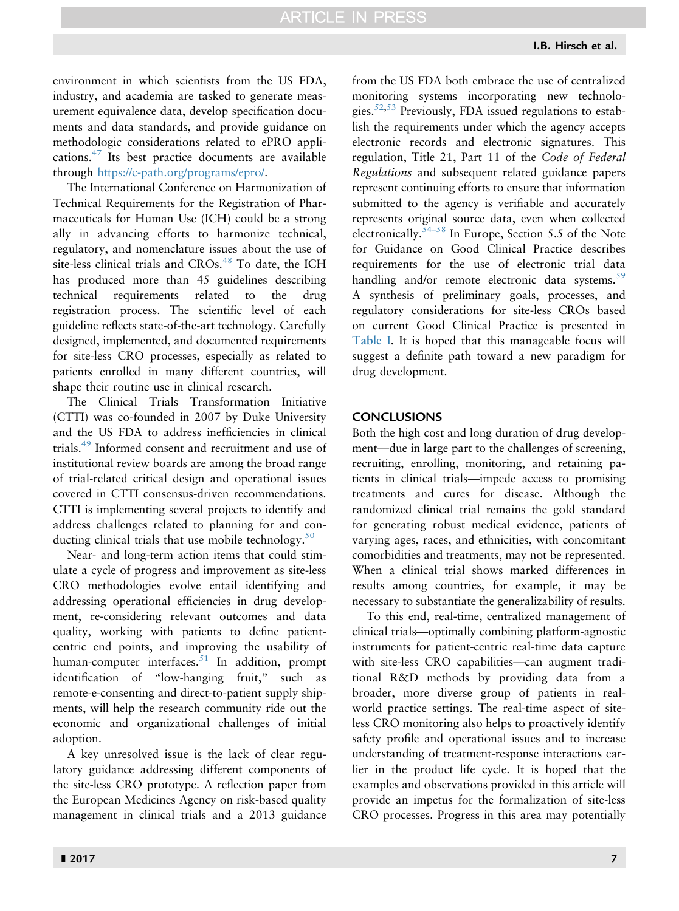environment in which scientists from the US FDA, industry, and academia are tasked to generate measurement equivalence data, develop specification documents and data standards, and provide guidance on methodologic considerations related to ePRO applications.[47] Its best practice documents are available through https://c-path.org/programs/epro/.

The International Conference on Harmonization of Technical Requirements for the Registration of Pharmaceuticals for Human Use (ICH) could be a strong ally in advancing efforts to harmonize technical, regulatory, and nomenclature issues about the use of site-less clinical trials and CROs.[48] To date, the ICH has produced more than 45 guidelines describing technical requirements related to the drug registration process. The scientific level of each guideline reflects state-of-the-art technology. Carefully designed, implemented, and documented requirements for site-less CRO processes, especially as related to patients enrolled in many different countries, will shape their routine use in clinical research.

The Clinical Trials Transformation Initiative (CTTI) was co-founded in 2007 by Duke University and the US FDA to address inefficiencies in clinical trials.[49] Informed consent and recruitment and use of institutional review boards are among the broad range of trial-related critical design and operational issues covered in CTTI consensus-driven recommendations. CTTI is implementing several projects to identify and address challenges related to planning for and conducting clinical trials that use mobile technology.[50]

Near- and long-term action items that could stimulate a cycle of progress and improvement as site-less CRO methodologies evolve entail identifying and addressing operational efficiencies in drug development, re-considering relevant outcomes and data quality, working with patients to define patient-centric end points, and improving the usability of human-computer interfaces.[51] In addition, prompt identification of "low-hanging fruit," such as remote-e-consenting and direct-to-patient supply shipments, will help the research community ride out the economic and organizational challenges of initial adoption.

A key unresolved issue is the lack of clear regulatory guidance addressing different components of the site-less CRO prototype. A reflection paper from the European Medicines Agency on risk-based quality management in clinical trials and a 2013 guidance from the US FDA both embrace the use of centralized monitoring systems incorporating new technologies.[52,53] Previously, FDA issued regulations to establish the requirements under which the agency accepts electronic records and electronic signatures. This regulation, Title 21, Part 11 of the *Code of Federal Regulations* and subsequent related guidance papers represent continuing efforts to ensure that information submitted to the agency is verifiable and accurately represents original source data, even when collected electronically.[54–58] In Europe, Section 5.5 of the Note for Guidance on Good Clinical Practice describes requirements for the use of electronic trial data handling and/or remote electronic data systems.[59] A synthesis of preliminary goals, processes, and regulatory considerations for site-less CROs based on current Good Clinical Practice is presented in Table I. It is hoped that this manageable focus will suggest a definite path toward a new paradigm for drug development.

## CONCLUSIONS

Both the high cost and long duration of drug development—due in large part to the challenges of screening, recruiting, enrolling, monitoring, and retaining patients in clinical trials—impede access to promising treatments and cures for disease. Although the randomized clinical trial remains the gold standard for generating robust medical evidence, patients of varying ages, races, and ethnicities, with concomitant comorbidities and treatments, may not be represented. When a clinical trial shows marked differences in results among countries, for example, it may be necessary to substantiate the generalizability of results.

To this end, real-time, centralized management of clinical trials—optimally combining platform-agnostic instruments for patient-centric real-time data capture with site-less CRO capabilities—can augment traditional R&D methods by providing data from a broader, more diverse group of patients in real-world practice settings. The real-time aspect of site-less CRO monitoring also helps to proactively identify safety profile and operational issues and to increase understanding of treatment-response interactions earlier in the product life cycle. It is hoped that the examples and observations provided in this article will provide an impetus for the formalization of site-less CRO processes. Progress in this area may potentially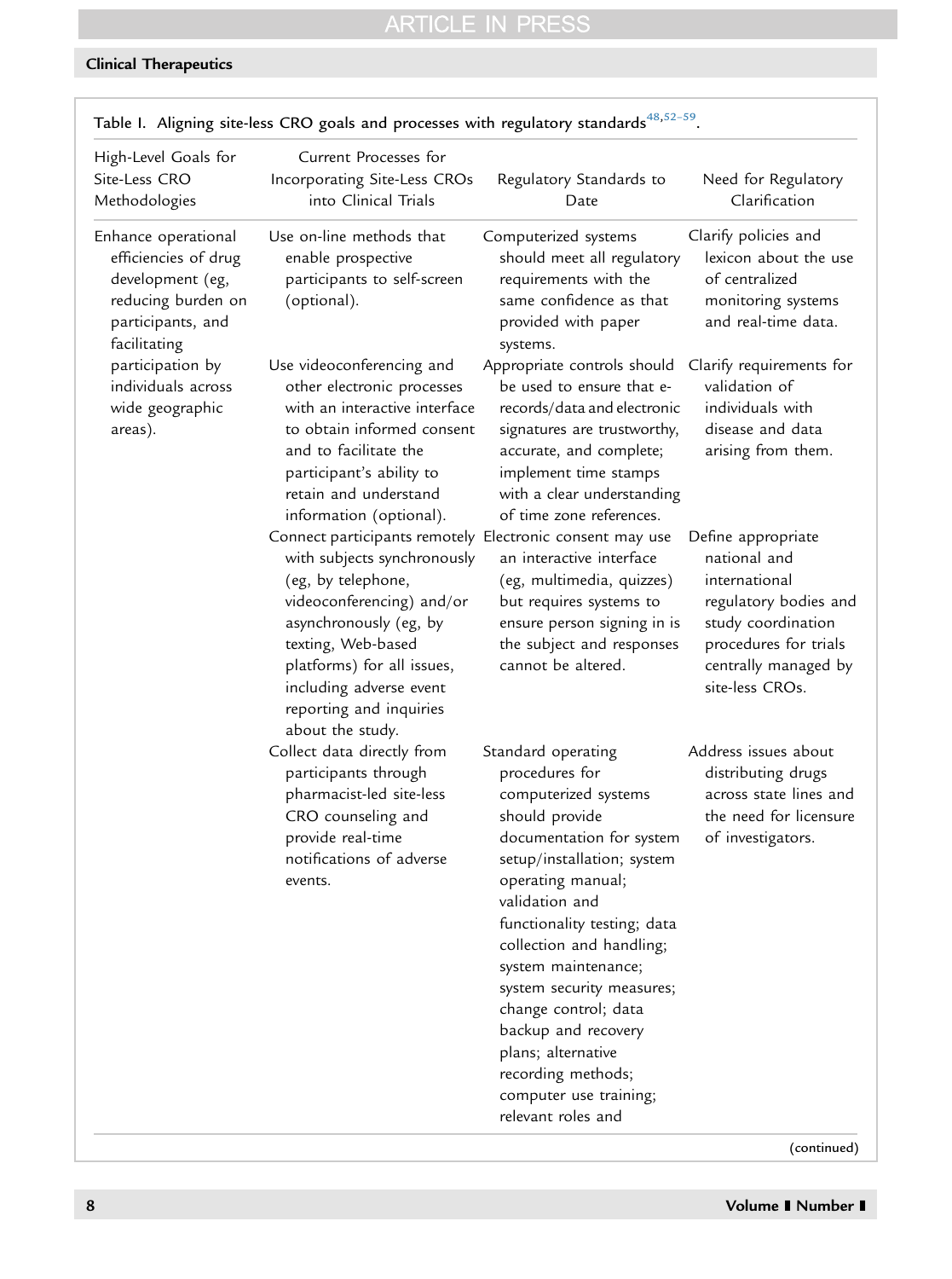Table I. Aligning site-less CRO goals and processes with regulatory standards[48,52–59].

| High-Level Goals for Site-Less CRO Methodologies | Current Processes for Incorporating Site-Less CROs into Clinical Trials | Regulatory Standards to Date | Need for Regulatory Clarification |
|---|---|---|---|
| Enhance operational efficiencies of drug development (eg, reducing burden on participants, and facilitating participation by individuals across wide geographic areas). | Use on-line methods that enable prospective participants to self-screen (optional). | Computerized systems should meet all regulatory requirements with the same confidence as that provided with paper systems. | Clarify policies and lexicon about the use of centralized monitoring systems and real-time data. |
| | Use videoconferencing and other electronic processes with an interactive interface to obtain informed consent and to facilitate the participant's ability to retain and understand information (optional). | Appropriate controls should be used to ensure that e-records/data and electronic signatures are trustworthy, accurate, and complete; implement time stamps with a clear understanding of time zone references. | Clarify requirements for validation of individuals with disease and data arising from them. |
| | Connect participants remotely with subjects synchronously (eg, by telephone, videoconferencing) and/or asynchronously (eg, by texting, Web-based platforms) for all issues, including adverse event reporting and inquiries about the study. | Electronic consent may use an interactive interface (eg, multimedia, quizzes) but requires systems to ensure person signing in is the subject and responses cannot be altered. | Define appropriate national and international regulatory bodies and study coordination procedures for trials centrally managed by site-less CROs. |
| | Collect data directly from participants through pharmacist-led site-less CRO counseling and provide real-time notifications of adverse events. | Standard operating procedures for computerized systems should provide documentation for system setup/installation; system operating manual; validation and functionality testing; data collection and handling; system maintenance; system security measures; change control; data backup and recovery plans; alternative recording methods; computer use training; relevant roles and | Address issues about distributing drugs across state lines and the need for licensure of investigators. |

(continued)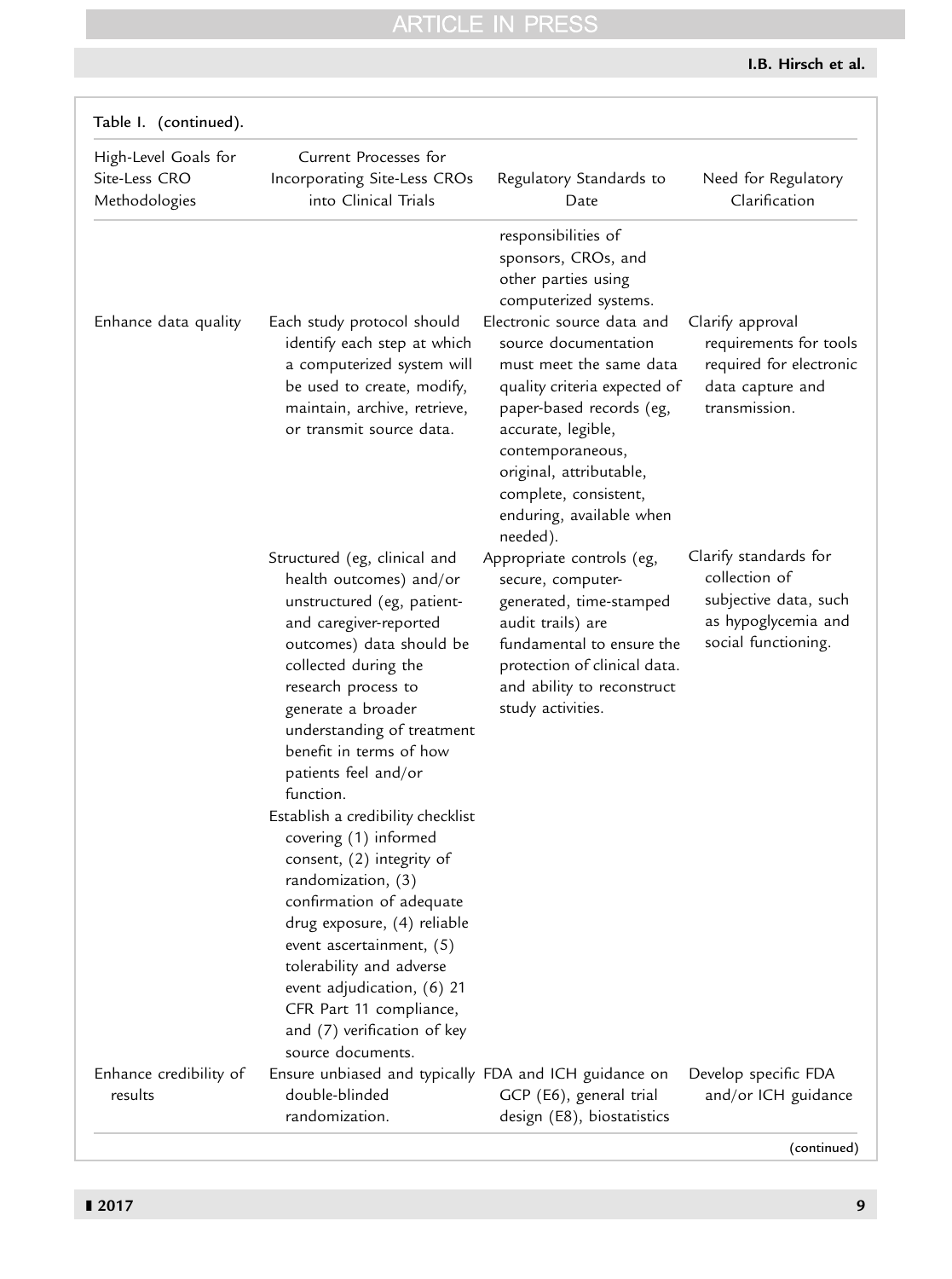Table I. (continued).

| High-Level Goals for Site-Less CRO Methodologies | Current Processes for Incorporating Site-Less CROs into Clinical Trials | Regulatory Standards to Date | Need for Regulatory Clarification |
| --- | --- | --- | --- |
| | | responsibilities of sponsors, CROs, and other parties using computerized systems. | |
| Enhance data quality | Each study protocol should identify each step at which a computerized system will be used to create, modify, maintain, archive, retrieve, or transmit source data. | Electronic source data and source documentation must meet the same data quality criteria expected of paper-based records (eg, accurate, legible, contemporaneous, original, attributable, complete, consistent, enduring, available when needed). | Clarify approval requirements for tools required for electronic data capture and transmission. |
| | Structured (eg, clinical and health outcomes) and/or unstructured (eg, patient- and caregiver-reported outcomes) data should be collected during the research process to generate a broader understanding of treatment benefit in terms of how patients feel and/or function. | Appropriate controls (eg, secure, computer-generated, time-stamped audit trails) are fundamental to ensure the protection of clinical data. and ability to reconstruct study activities. | Clarify standards for collection of subjective data, such as hypoglycemia and social functioning. |
| | Establish a credibility checklist covering (1) informed consent, (2) integrity of randomization, (3) confirmation of adequate drug exposure, (4) reliable event ascertainment, (5) tolerability and adverse event adjudication, (6) 21 CFR Part 11 compliance, and (7) verification of key source documents. | | |
| Enhance credibility of results | Ensure unbiased and typically double-blinded randomization. | FDA and ICH guidance on GCP (E6), general trial design (E8), biostatistics | Develop specific FDA and/or ICH guidance |

(continued)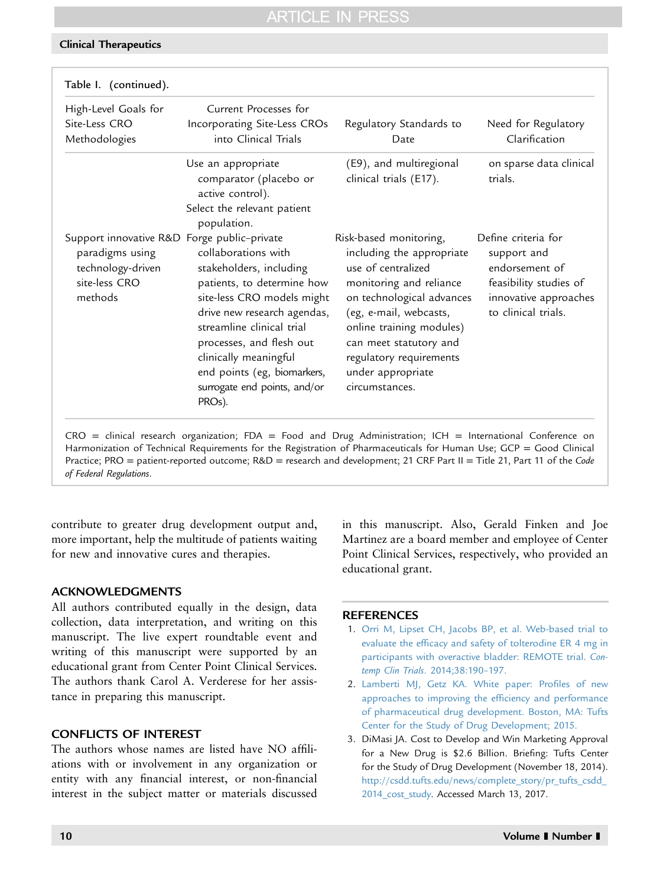Table I. (continued).

| High-Level Goals for Site-Less CRO Methodologies | Current Processes for Incorporating Site-Less CROs into Clinical Trials | Regulatory Standards to Date | Need for Regulatory Clarification |
|---|---|---|---|
| | Use an appropriate comparator (placebo or active control). Select the relevant patient population. | (E9), and multiregional clinical trials (E17). | on sparse data clinical trials. |
| Support innovative R&D paradigms using technology-driven site-less CRO methods | Forge public–private collaborations with stakeholders, including patients, to determine how site-less CRO models might drive new research agendas, streamline clinical trial processes, and flesh out clinically meaningful end points (eg, biomarkers, surrogate end points, and/or PROs). | Risk-based monitoring, including the appropriate use of centralized monitoring and reliance on technological advances (eg, e-mail, webcasts, online training modules) can meet statutory and regulatory requirements under appropriate circumstances. | Define criteria for support and endorsement of feasibility studies of innovative approaches to clinical trials. |

CRO = clinical research organization; FDA = Food and Drug Administration; ICH = International Conference on Harmonization of Technical Requirements for the Registration of Pharmaceuticals for Human Use; GCP = Good Clinical Practice; PRO = patient-reported outcome; R&D = research and development; 21 CRF Part II = Title 21, Part 11 of the *Code of Federal Regulations*.

contribute to greater drug development output and, more important, help the multitude of patients waiting for new and innovative cures and therapies.

## ACKNOWLEDGMENTS

All authors contributed equally in the design, data collection, data interpretation, and writing on this manuscript. The live expert roundtable event and writing of this manuscript were supported by an educational grant from Center Point Clinical Services. The authors thank Carol A. Verderese for her assistance in preparing this manuscript.

## CONFLICTS OF INTEREST

The authors whose names are listed have NO affiliations with or involvement in any organization or entity with any financial interest, or non-financial interest in the subject matter or materials discussed in this manuscript. Also, Gerald Finken and Joe Martinez are a board member and employee of Center Point Clinical Services, respectively, who provided an educational grant.

## REFERENCES

1. Orri M, Lipset CH, Jacobs BP, et al. Web-based trial to evaluate the efficacy and safety of tolterodine ER 4 mg in participants with overactive bladder: REMOTE trial. *Contemp Clin Trials*. 2014;38:190–197.
2. Lamberti MJ, Getz KA. White paper: Profiles of new approaches to improving the efficiency and performance of pharmaceutical drug development. Boston, MA: Tufts Center for the Study of Drug Development; 2015.
3. DiMasi JA. Cost to Develop and Win Marketing Approval for a New Drug is $2.6 Billion. Briefing: Tufts Center for the Study of Drug Development (November 18, 2014). http://csdd.tufts.edu/news/complete_story/pr_tufts_csdd_2014_cost_study. Accessed March 13, 2017.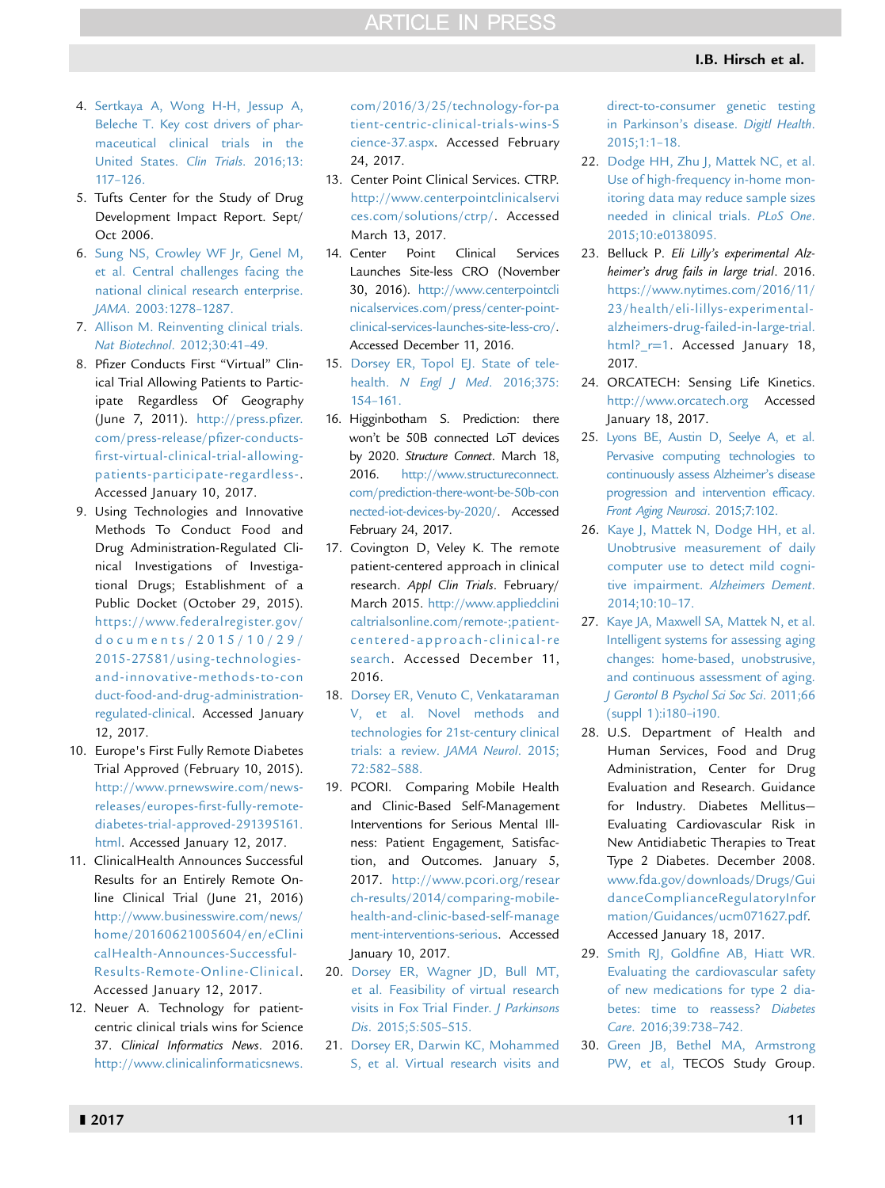4. Sertkaya A, Wong H-H, Jessup A, Beleche T. Key cost drivers of pharmaceutical clinical trials in the United States. *Clin Trials*. 2016;13:117–126.
5. Tufts Center for the Study of Drug Development Impact Report. Sept/Oct 2006.
6. Sung NS, Crowley WF Jr, Genel M, et al. Central challenges facing the national clinical research enterprise. *JAMA*. 2003:1278–1287.
7. Allison M. Reinventing clinical trials. *Nat Biotechnol*. 2012;30:41–49.
8. Pfizer Conducts First "Virtual" Clinical Trial Allowing Patients to Participate Regardless Of Geography (June 7, 2011). http://press.pfizer.com/press-release/pfizer-conducts-first-virtual-clinical-trial-allowing-patients-participate-regardless-. Accessed January 10, 2017.
9. Using Technologies and Innovative Methods To Conduct Food and Drug Administration-Regulated Clinical Investigations of Investigational Drugs; Establishment of a Public Docket (October 29, 2015). https://www.federalregister.gov/documents/2015/10/29/2015-27581/using-technologies-and-innovative-methods-to-conduct-food-and-drug-administration-regulated-clinical. Accessed January 12, 2017.
10. Europe's First Fully Remote Diabetes Trial Approved (February 10, 2015). http://www.prnewswire.com/news-releases/europes-first-fully-remote-diabetes-trial-approved-291395161.html. Accessed January 12, 2017.
11. ClinicalHealth Announces Successful Results for an Entirely Remote Online Clinical Trial (June 21, 2016) http://www.businesswire.com/news/home/20160621005604/en/eClinicalHealth-Announces-Successful-Results-Remote-Online-Clinical. Accessed January 12, 2017.
12. Neuer A. Technology for patient-centric clinical trials wins for Science 37. *Clinical Informatics News*. 2016. http://www.clinicalinformaticsnews.com/2016/3/25/technology-for-patient-centric-clinical-trials-wins-Science-37.aspx. Accessed February 24, 2017.
13. Center Point Clinical Services. CTRP. http://www.centerpointclinicalservices.com/solutions/ctrp/. Accessed March 13, 2017.
14. Center Point Clinical Services Launches Site-less CRO (November 30, 2016). http://www.centerpointclinicalservices.com/press/center-point-clinical-services-launches-site-less-cro/. Accessed December 11, 2016.
15. Dorsey ER, Topol EJ. State of telehealth. *N Engl J Med*. 2016;375:154–161.
16. Higginbotham S. Prediction: there won't be 50B connected LoT devices by 2020. *Structure Connect*. March 18, 2016. http://www.structureconnect.com/prediction-there-wont-be-50b-connected-iot-devices-by-2020/. Accessed February 24, 2017.
17. Covington D, Veley K. The remote patient-centered approach in clinical research. *Appl Clin Trials*. February/March 2015. http://www.appliedclinicaltrialsonline.com/remote-;patient-centered-approach-clinical-research. Accessed December 11, 2016.
18. Dorsey ER, Venuto C, Venkataraman V, et al. Novel methods and technologies for 21st-century clinical trials: a review. *JAMA Neurol*. 2015;72:582–588.
19. PCORI. Comparing Mobile Health and Clinic-Based Self-Management Interventions for Serious Mental Illness: Patient Engagement, Satisfaction, and Outcomes. January 5, 2017. http://www.pcori.org/research-results/2014/comparing-mobile-health-and-clinic-based-self-management-interventions-serious. Accessed January 10, 2017.
20. Dorsey ER, Wagner JD, Bull MT, et al. Feasibility of virtual research visits in Fox Trial Finder. *J Parkinsons Dis*. 2015;5:505–515.
21. Dorsey ER, Darwin KC, Mohammed S, et al. Virtual research visits and direct-to-consumer genetic testing in Parkinson's disease. *Digitl Health*. 2015;1:1–18.
22. Dodge HH, Zhu J, Mattek NC, et al. Use of high-frequency in-home monitoring data may reduce sample sizes needed in clinical trials. *PLoS One*. 2015;10:e0138095.
23. Belluck P. *Eli Lilly's experimental Alzheimer's drug fails in large trial*. 2016. https://www.nytimes.com/2016/11/23/health/eli-lillys-experimental-alzheimers-drug-failed-in-large-trial.html?_r=1. Accessed January 18, 2017.
24. ORCATECH: Sensing Life Kinetics. http://www.orcatech.org Accessed January 18, 2017.
25. Lyons BE, Austin D, Seelye A, et al. Pervasive computing technologies to continuously assess Alzheimer's disease progression and intervention efficacy. *Front Aging Neurosci*. 2015;7:102.
26. Kaye J, Mattek N, Dodge HH, et al. Unobtrusive measurement of daily computer use to detect mild cognitive impairment. *Alzheimers Dement*. 2014;10:10–17.
27. Kaye JA, Maxwell SA, Mattek N, et al. Intelligent systems for assessing aging changes: home-based, unobtrusive, and continuous assessment of aging. *J Gerontol B Psychol Sci Soc Sci*. 2011;66(suppl 1):i180–i190.
28. U.S. Department of Health and Human Services, Food and Drug Administration, Center for Drug Evaluation and Research. Guidance for Industry. Diabetes Mellitus—Evaluating Cardiovascular Risk in New Antidiabetic Therapies to Treat Type 2 Diabetes. December 2008. www.fda.gov/downloads/Drugs/GuidanceComplianceRegulatoryInformation/Guidances/ucm071627.pdf. Accessed January 18, 2017.
29. Smith RJ, Goldfine AB, Hiatt WR. Evaluating the cardiovascular safety of new medications for type 2 diabetes: time to reassess? *Diabetes Care*. 2016;39:738–742.
30. Green JB, Bethel MA, Armstrong PW, et al, TECOS Study Group.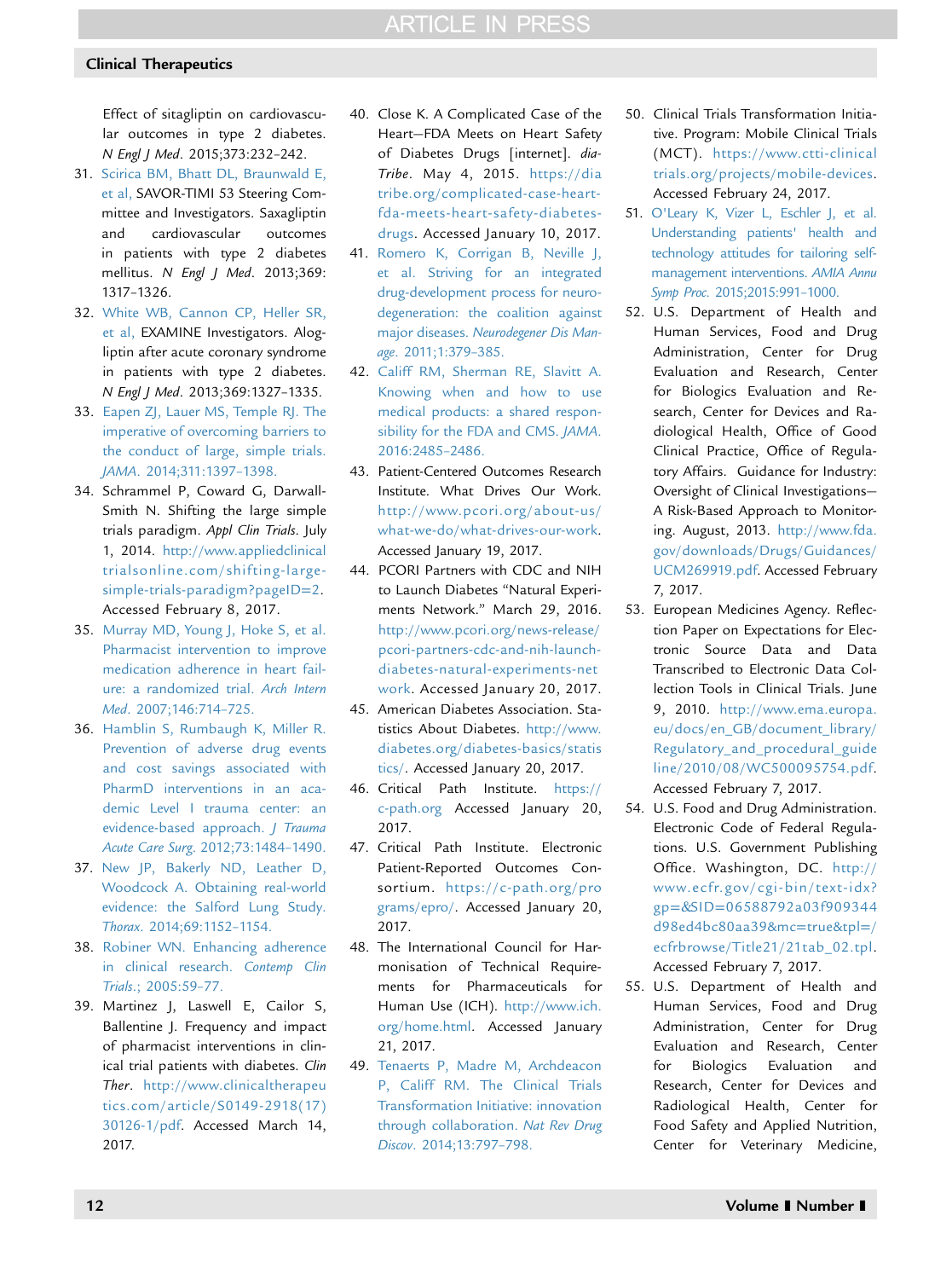Effect of sitagliptin on cardiovascular outcomes in type 2 diabetes. *N Engl J Med*. 2015;373:232–242.

31. Scirica BM, Bhatt DL, Braunwald E, et al, SAVOR-TIMI 53 Steering Committee and Investigators. Saxagliptin and cardiovascular outcomes in patients with type 2 diabetes mellitus. *N Engl J Med*. 2013;369: 1317–1326.
32. White WB, Cannon CP, Heller SR, et al, EXAMINE Investigators. Alogliptin after acute coronary syndrome in patients with type 2 diabetes. *N Engl J Med*. 2013;369:1327–1335.
33. Eapen ZJ, Lauer MS, Temple RJ. The imperative of overcoming barriers to the conduct of large, simple trials. *JAMA*. 2014;311:1397–1398.
34. Schrammel P, Coward G, Darwall-Smith N. Shifting the large simple trials paradigm. *Appl Clin Trials*. July 1, 2014. http://www.appliedclinicaltrialsonline.com/shifting-large-simple-trials-paradigm?pageID=2. Accessed February 8, 2017.
35. Murray MD, Young J, Hoke S, et al. Pharmacist intervention to improve medication adherence in heart failure: a randomized trial. *Arch Intern Med*. 2007;146:714–725.
36. Hamblin S, Rumbaugh K, Miller R. Prevention of adverse drug events and cost savings associated with PharmD interventions in an academic Level I trauma center: an evidence-based approach. *J Trauma Acute Care Surg*. 2012;73:1484–1490.
37. New JP, Bakerly ND, Leather D, Woodcock A. Obtaining real-world evidence: the Salford Lung Study. *Thorax*. 2014;69:1152–1154.
38. Robiner WN. Enhancing adherence in clinical research. *Contemp Clin Trials*.; 2005:59–77.
39. Martinez J, Laswell E, Cailor S, Ballentine J. Frequency and impact of pharmacist interventions in clinical trial patients with diabetes. *Clin Ther*. http://www.clinicaltherapeutics.com/article/S0149-2918(17)30126-1/pdf. Accessed March 14, 2017.
40. Close K. A Complicated Case of the Heart—FDA Meets on Heart Safety of Diabetes Drugs [internet]. *diaTribe*. May 4, 2015. https://diatribe.org/complicated-case-heart-fda-meets-heart-safety-diabetes-drugs. Accessed January 10, 2017.
41. Romero K, Corrigan B, Neville J, et al. Striving for an integrated drug-development process for neurodegeneration: the coalition against major diseases. *Neurodegener Dis Manage*. 2011;1:379–385.
42. Califf RM, Sherman RE, Slavitt A. Knowing when and how to use medical products: a shared responsibility for the FDA and CMS. *JAMA*. 2016:2485–2486.
43. Patient-Centered Outcomes Research Institute. What Drives Our Work. http://www.pcori.org/about-us/what-we-do/what-drives-our-work. Accessed January 19, 2017.
44. PCORI Partners with CDC and NIH to Launch Diabetes "Natural Experiments Network." March 29, 2016. http://www.pcori.org/news-release/pcori-partners-cdc-and-nih-launch-diabetes-natural-experiments-network. Accessed January 20, 2017.
45. American Diabetes Association. Statistics About Diabetes. http://www.diabetes.org/diabetes-basics/statistics/. Accessed January 20, 2017.
46. Critical Path Institute. https://c-path.org Accessed January 20, 2017.
47. Critical Path Institute. Electronic Patient-Reported Outcomes Consortium. https://c-path.org/programs/epro/. Accessed January 20, 2017.
48. The International Council for Harmonisation of Technical Requirements for Pharmaceuticals for Human Use (ICH). http://www.ich.org/home.html. Accessed January 21, 2017.
49. Tenaerts P, Madre M, Archdeacon P, Califf RM. The Clinical Trials Transformation Initiative: innovation through collaboration. *Nat Rev Drug Discov*. 2014;13:797–798.
50. Clinical Trials Transformation Initiative. Program: Mobile Clinical Trials (MCT). https://www.ctti-clinicaltrials.org/projects/mobile-devices. Accessed February 24, 2017.
51. O'Leary K, Vizer L, Eschler J, et al. Understanding patients' health and technology attitudes for tailoring self-management interventions. *AMIA Annu Symp Proc*. 2015;2015:991–1000.
52. U.S. Department of Health and Human Services, Food and Drug Administration, Center for Drug Evaluation and Research, Center for Biologics Evaluation and Research, Center for Devices and Radiological Health, Office of Good Clinical Practice, Office of Regulatory Affairs. Guidance for Industry: Oversight of Clinical Investigations—A Risk-Based Approach to Monitoring. August, 2013. http://www.fda.gov/downloads/Drugs/Guidances/UCM269919.pdf. Accessed February 7, 2017.
53. European Medicines Agency. Reflection Paper on Expectations for Electronic Source Data and Data Transcribed to Electronic Data Collection Tools in Clinical Trials. June 9, 2010. http://www.ema.europa.eu/docs/en_GB/document_library/Regulatory_and_procedural_guideline/2010/08/WC500095754.pdf. Accessed February 7, 2017.
54. U.S. Food and Drug Administration. Electronic Code of Federal Regulations. U.S. Government Publishing Office. Washington, DC. http://www.ecfr.gov/cgi-bin/text-idx?gp=&SID=06588792a03f909344d98ed4bc80aa39&mc=true&tpl=/ecfrbrowse/Title21/21tab_02.tpl. Accessed February 7, 2017.
55. U.S. Department of Health and Human Services, Food and Drug Administration, Center for Drug Evaluation and Research, Center for Biologics Evaluation and Research, Center for Devices and Radiological Health, Center for Food Safety and Applied Nutrition, Center for Veterinary Medicine,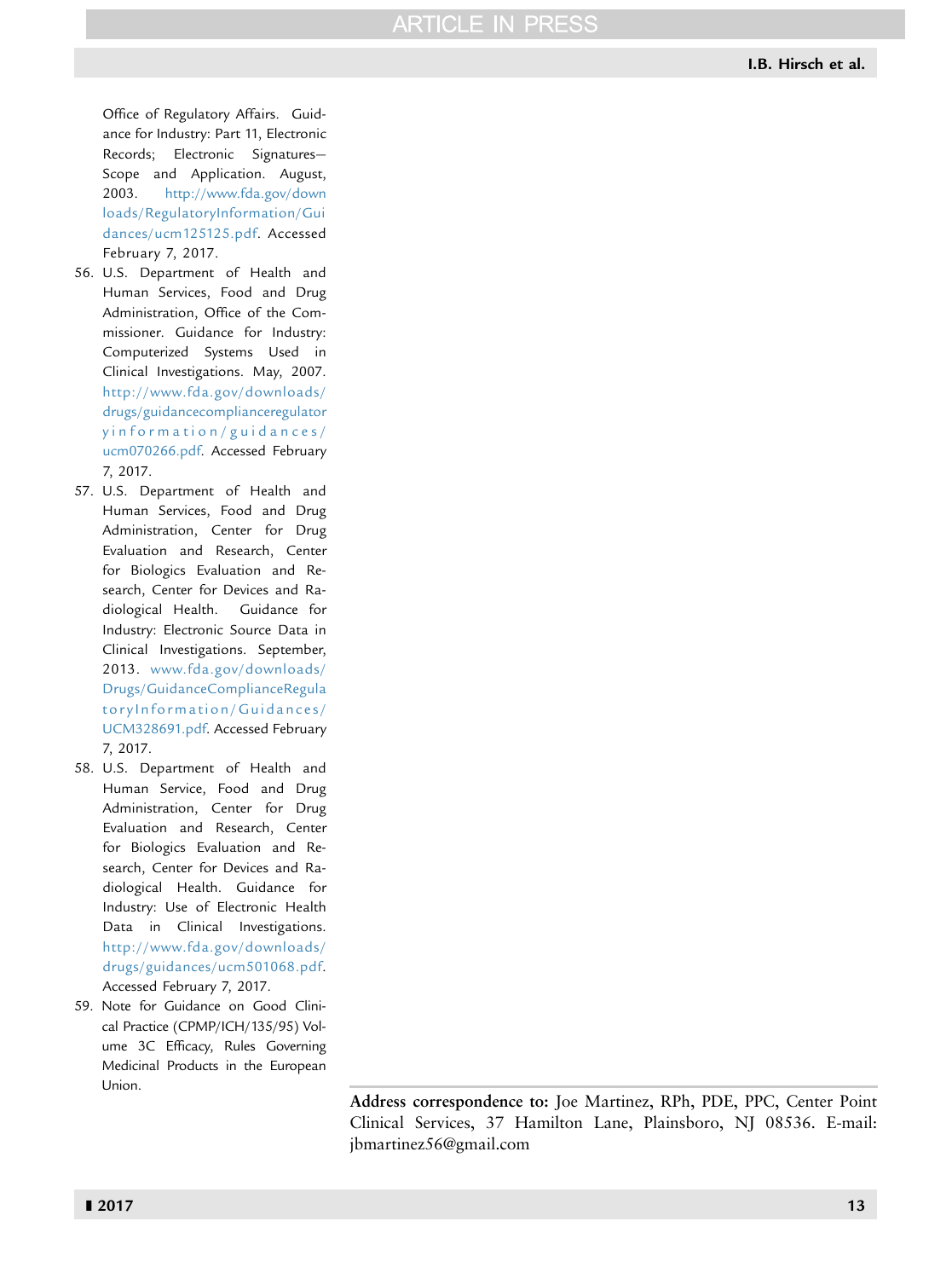Office of Regulatory Affairs. Guidance for Industry: Part 11, Electronic Records; Electronic Signatures—Scope and Application. August, 2003. http://www.fda.gov/downloads/RegulatoryInformation/Guidances/ucm125125.pdf. Accessed February 7, 2017.

56. U.S. Department of Health and Human Services, Food and Drug Administration, Office of the Commissioner. Guidance for Industry: Computerized Systems Used in Clinical Investigations. May, 2007. http://www.fda.gov/downloads/drugs/guidancecomplianceregulatoryinformation/guidances/ucm070266.pdf. Accessed February 7, 2017.
57. U.S. Department of Health and Human Services, Food and Drug Administration, Center for Drug Evaluation and Research, Center for Biologics Evaluation and Research, Center for Devices and Radiological Health. Guidance for Industry: Electronic Source Data in Clinical Investigations. September, 2013. www.fda.gov/downloads/Drugs/GuidanceComplianceRegulatoryInformation/Guidances/UCM328691.pdf. Accessed February 7, 2017.
58. U.S. Department of Health and Human Service, Food and Drug Administration, Center for Drug Evaluation and Research, Center for Biologics Evaluation and Research, Center for Devices and Radiological Health. Guidance for Industry: Use of Electronic Health Data in Clinical Investigations. http://www.fda.gov/downloads/drugs/guidances/ucm501068.pdf. Accessed February 7, 2017.
59. Note for Guidance on Good Clinical Practice (CPMP/ICH/135/95) Volume 3C Efficacy, Rules Governing Medicinal Products in the European Union.

**Address correspondence to:** Joe Martinez, RPh, PDE, PPC, Center Point Clinical Services, 37 Hamilton Lane, Plainsboro, NJ 08536. E-mail: jbmartinez56@gmail.com